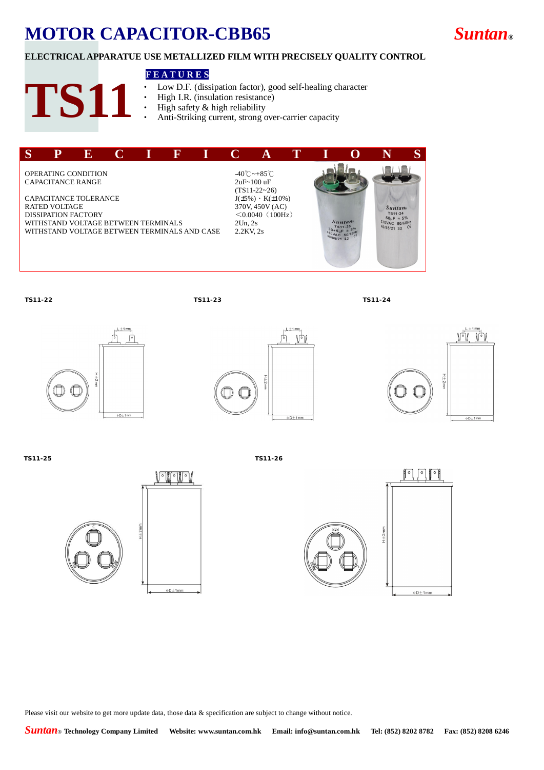# MOTOR CAPACITOR-CBB65

*Suntan®*

**ELECTRICAL APPARATUE USE METALLIZED FILM WITH PRECISELY QUALITY CONTROL**

# TS11

**FEATURES**

- Low D.F. (dissipation factor), good self-healing character
- High I.R. (insulation resistance)
- High safety & high reliability
- Anti-Striking current, strong over-carrier capacity

## SPECIFICATIONS

| | |
|---|---|
| OPERATING CONDITION | -40℃~+85℃ |
| CAPACITANCE RANGE | 2uF~100 uF (TS11-22~26) |
| CAPACITANCE TOLERANCE | J(±5%)、K(±10%) |
| RATED VOLTAGE | 370V, 450V (AC) |
| DISSIPATION FACTOR | <0.0040（100Hz） |
| WITHSTAND VOLTAGE BETWEEN TERMINALS | 2Un, 2s |
| WITHSTAND VOLTAGE BETWEEN TERMINALS AND CASE | 2.2KV, 2s |

**TS11-22**

**TS11-23**

**TS11-24**

**TS11-25**

**TS11-26**

Please visit our website to get more update data, those data & specification are subject to change without notice.

*Suntan®* **Technology Company Limited** **Website: www.suntan.com.hk** **Email: info@suntan.com.hk** **Tel: (852) 8202 8782** **Fax: (852) 8208 6246**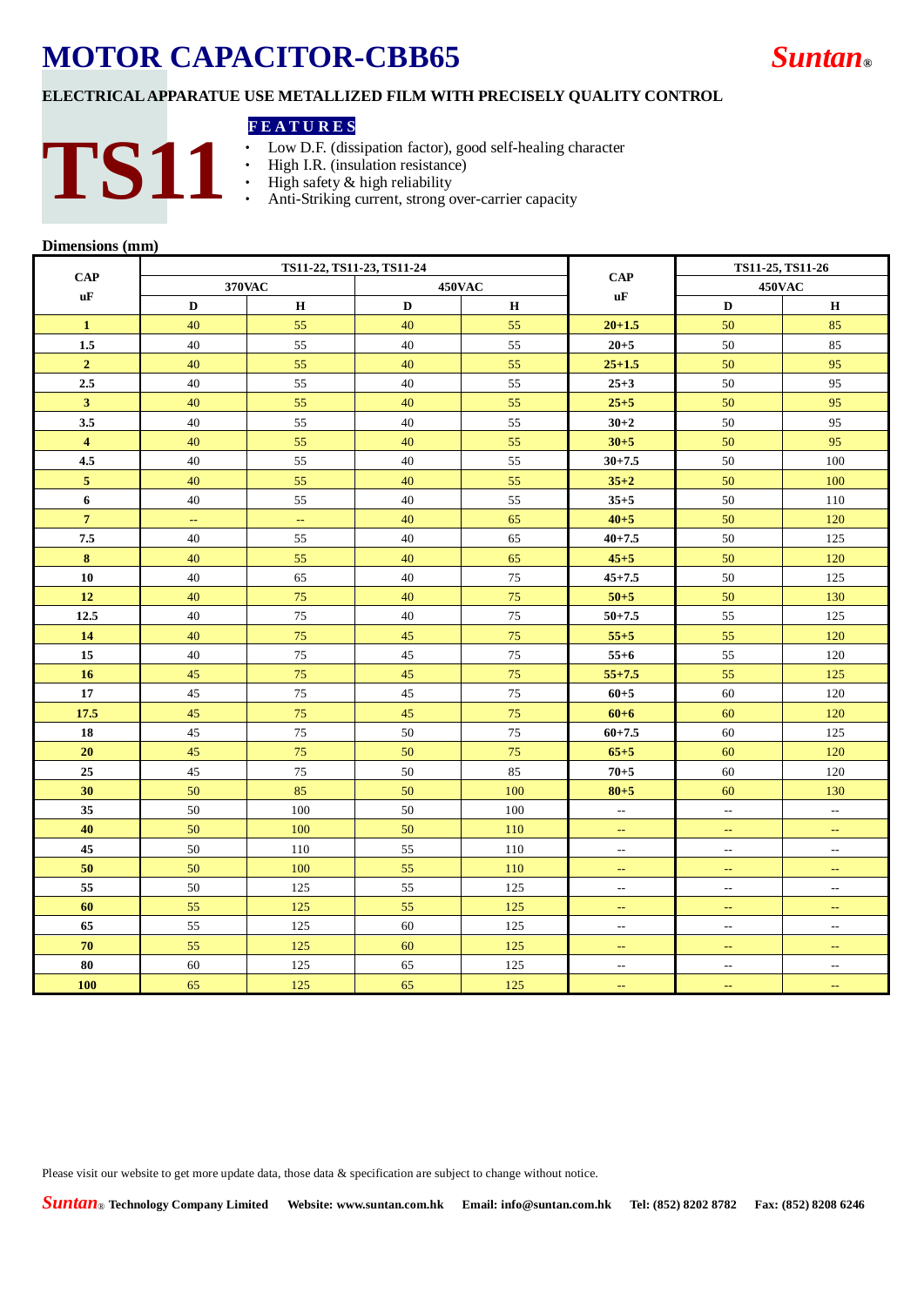# MOTOR CAPACITOR-CBB65

*Suntan*®

## ELECTRICAL APPARATUE USE METALLIZED FILM WITH PRECISELY QUALITY CONTROL

# TS11

**FEATURES**

- Low D.F. (dissipation factor), good self-healing character
- High I.R. (insulation resistance)
- High safety & high reliability
- Anti-Striking current, strong over-carrier capacity

**Dimensions (mm)**

| CAP uF | TS11-22, TS11-23, TS11-24 | | | | CAP uF | TS11-25, TS11-26 | |
|---|---|---|---|---|---|---|---|
| | 370VAC | | 450VAC | | | 450VAC | |
| | D | H | D | H | | D | H |
| **1** | 40 | 55 | 40 | 55 | **20+1.5** | 50 | 85 |
| **1.5** | 40 | 55 | 40 | 55 | **20+5** | 50 | 85 |
| **2** | 40 | 55 | 40 | 55 | **25+1.5** | 50 | 95 |
| **2.5** | 40 | 55 | 40 | 55 | **25+3** | 50 | 95 |
| **3** | 40 | 55 | 40 | 55 | **25+5** | 50 | 95 |
| **3.5** | 40 | 55 | 40 | 55 | **30+2** | 50 | 95 |
| **4** | 40 | 55 | 40 | 55 | **30+5** | 50 | 95 |
| **4.5** | 40 | 55 | 40 | 55 | **30+7.5** | 50 | 100 |
| **5** | 40 | 55 | 40 | 55 | **35+2** | 50 | 100 |
| **6** | 40 | 55 | 40 | 55 | **35+5** | 50 | 110 |
| **7** | -- | -- | 40 | 65 | **40+5** | 50 | 120 |
| **7.5** | 40 | 55 | 40 | 65 | **40+7.5** | 50 | 125 |
| **8** | 40 | 55 | 40 | 65 | **45+5** | 50 | 120 |
| **10** | 40 | 65 | 40 | 75 | **45+7.5** | 50 | 125 |
| **12** | 40 | 75 | 40 | 75 | **50+5** | 50 | 130 |
| **12.5** | 40 | 75 | 40 | 75 | **50+7.5** | 55 | 125 |
| **14** | 40 | 75 | 45 | 75 | **55+5** | 55 | 120 |
| **15** | 40 | 75 | 45 | 75 | **55+6** | 55 | 120 |
| **16** | 45 | 75 | 45 | 75 | **55+7.5** | 55 | 125 |
| **17** | 45 | 75 | 45 | 75 | **60+5** | 60 | 120 |
| **17.5** | 45 | 75 | 45 | 75 | **60+6** | 60 | 120 |
| **18** | 45 | 75 | 50 | 75 | **60+7.5** | 60 | 125 |
| **20** | 45 | 75 | 50 | 75 | **65+5** | 60 | 120 |
| **25** | 45 | 75 | 50 | 85 | **70+5** | 60 | 120 |
| **30** | 50 | 85 | 50 | 100 | **80+5** | 60 | 130 |
| **35** | 50 | 100 | 50 | 100 | -- | -- | -- |
| **40** | 50 | 100 | 50 | 110 | -- | -- | -- |
| **45** | 50 | 110 | 55 | 110 | -- | -- | -- |
| **50** | 50 | 100 | 55 | 110 | -- | -- | -- |
| **55** | 50 | 125 | 55 | 125 | -- | -- | -- |
| **60** | 55 | 125 | 55 | 125 | -- | -- | -- |
| **65** | 55 | 125 | 60 | 125 | -- | -- | -- |
| **70** | 55 | 125 | 60 | 125 | -- | -- | -- |
| **80** | 60 | 125 | 65 | 125 | -- | -- | -- |
| **100** | 65 | 125 | 65 | 125 | -- | -- | -- |

Please visit our website to get more update data, those data & specification are subject to change without notice.

*Suntan*® **Technology Company Limited** **Website: www.suntan.com.hk** **Email: info@suntan.com.hk** **Tel: (852) 8202 8782** **Fax: (852) 8208 6246**